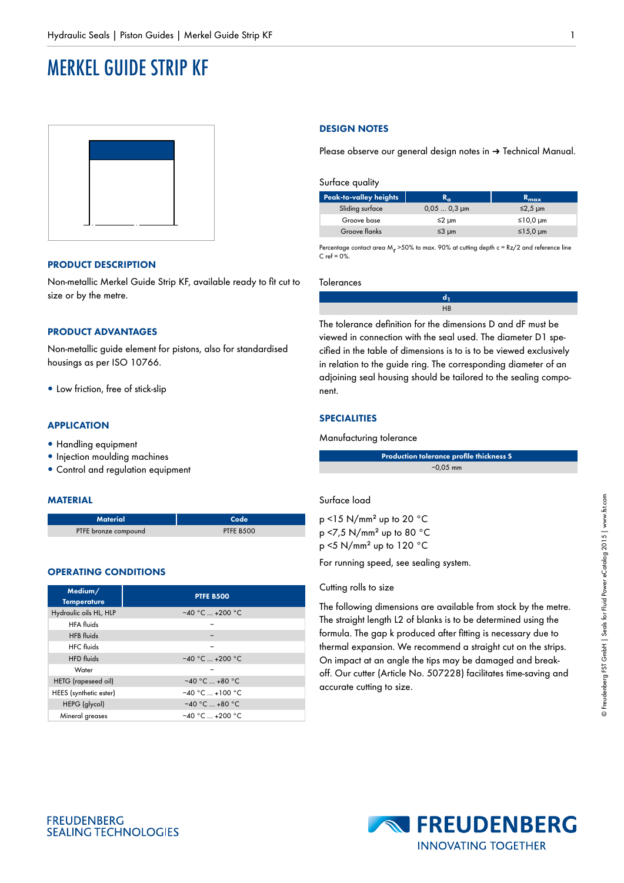# MERKEL GUIDE STRIP KF

## PRODUCT DESCRIPTION

Non-metallic Merkel Guide Strip KF, available ready to fit cut to size or by the metre.

## PRODUCT ADVANTAGES

Non-metallic guide element for pistons, also for standardised housings as per ISO 10766.

- Low friction, free of stick-slip

## APPLICATION

- Handling equipment
- Injection moulding machines
- Control and regulation equipment

## MATERIAL

| Material | Code |
|---|---|
| PTFE bronze compound | PTFE B500 |

## OPERATING CONDITIONS

| Medium/ Temperature | PTFE B500 |
|---|---|
| Hydraulic oils HL, HLP | −40 °C ... +200 °C |
| HFA fluids | – |
| HFB fluids | – |
| HFC fluids | – |
| HFD fluids | −40 °C ... +200 °C |
| Water | – |
| HETG (rapeseed oil) | −40 °C ... +80 °C |
| HEES (synthetic ester) | −40 °C ... +100 °C |
| HEPG (glycol) | −40 °C ... +80 °C |
| Mineral greases | −40 °C ... +200 °C |

## DESIGN NOTES

Please observe our general design notes in ➔ Technical Manual.

Surface quality

| Peak-to-valley heights | $R_a$ | $R_{max}$ |
|---|---|---|
| Sliding surface | 0,05 ... 0,3 µm | ≤2,5 µm |
| Groove base | ≤2 µm | ≤10,0 µm |
| Groove flanks | ≤3 µm | ≤15,0 µm |

Percentage contact area $M_r$ >50% to max. 90% at cutting depth c = Rz/2 and reference line C ref = 0%.

Tolerances

| $d_1$ |
|---|
| H8 |

The tolerance definition for the dimensions D and dF must be viewed in connection with the seal used. The diameter D1 specified in the table of dimensions is to is to be viewed exclusively in relation to the guide ring. The corresponding diameter of an adjoining seal housing should be tailored to the sealing component.

## SPECIALITIES

Manufacturing tolerance

| Production tolerance profile thickness S |
|---|
| −0,05 mm |

Surface load

p <15 N/mm² up to 20 °C
p <7,5 N/mm² up to 80 °C
p <5 N/mm² up to 120 °C

For running speed, see sealing system.

Cutting rolls to size

The following dimensions are available from stock by the metre. The straight length L2 of blanks is to be determined using the formula. The gap k produced after fitting is necessary due to thermal expansion. We recommend a straight cut on the strips. On impact at an angle the tips may be damaged and break-off. Our cutter (Article No. 507228) facilitates time-saving and accurate cutting to size.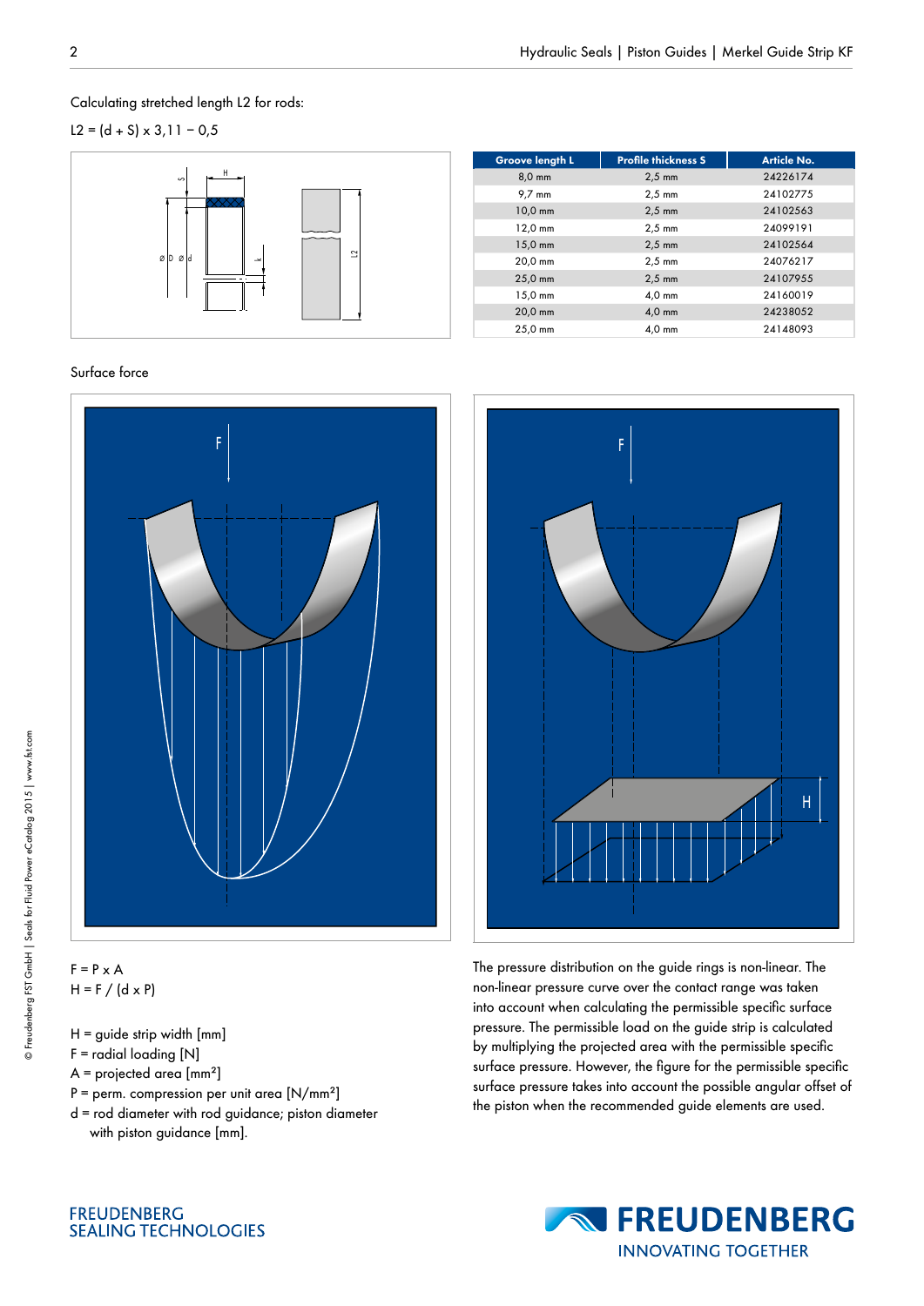Calculating stretched length L2 for rods:

$L2 = (d + S) \times 3{,}11 - 0{,}5$

| Groove length L | Profile thickness S | Article No. |
|---|---|---|
| 8,0 mm | 2,5 mm | 24226174 |
| 9,7 mm | 2,5 mm | 24102775 |
| 10,0 mm | 2,5 mm | 24102563 |
| 12,0 mm | 2,5 mm | 24099191 |
| 15,0 mm | 2,5 mm | 24102564 |
| 20,0 mm | 2,5 mm | 24076217 |
| 25,0 mm | 2,5 mm | 24107955 |
| 15,0 mm | 4,0 mm | 24160019 |
| 20,0 mm | 4,0 mm | 24238052 |
| 25,0 mm | 4,0 mm | 24148093 |

Surface force

$F = P \times A$
$H = F / (d \times P)$

H = guide strip width [mm]
F = radial loading [N]
A = projected area [mm²]
P = perm. compression per unit area [N/mm²]
d = rod diameter with rod guidance; piston diameter with piston guidance [mm].

The pressure distribution on the guide rings is non-linear. The non-linear pressure curve over the contact range was taken into account when calculating the permissible specific surface pressure. The permissible load on the guide strip is calculated by multiplying the projected area with the permissible specific surface pressure. However, the figure for the permissible specific surface pressure takes into account the possible angular offset of the piston when the recommended guide elements are used.